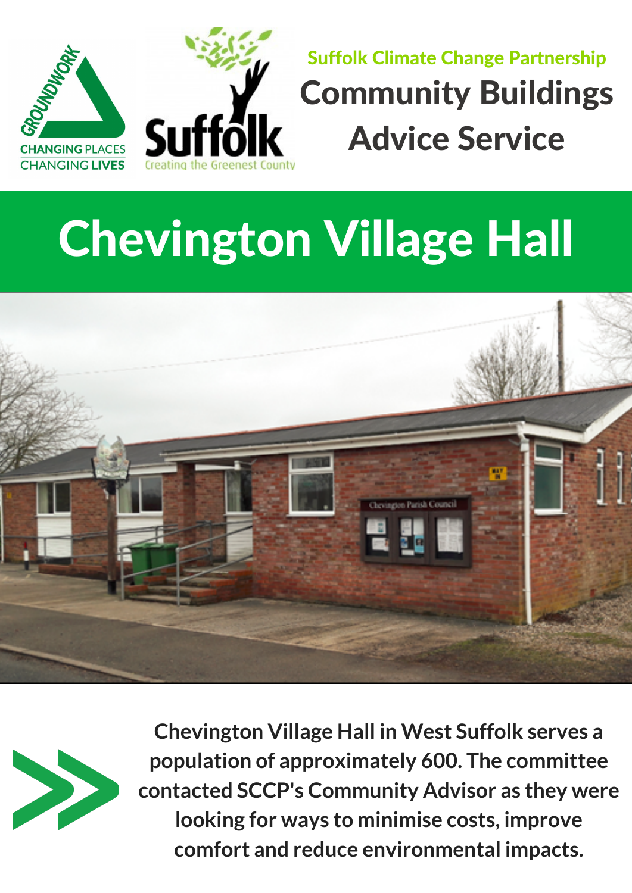Suffolk Climate Change Partnership

# Community Buildings Advice Service

# Chevington Village Hall

Chevington Village Hall in West Suffolk serves a population of approximately 600. The committee contacted SCCP's Community Advisor as they were looking for ways to minimise costs, improve comfort and reduce environmental impacts.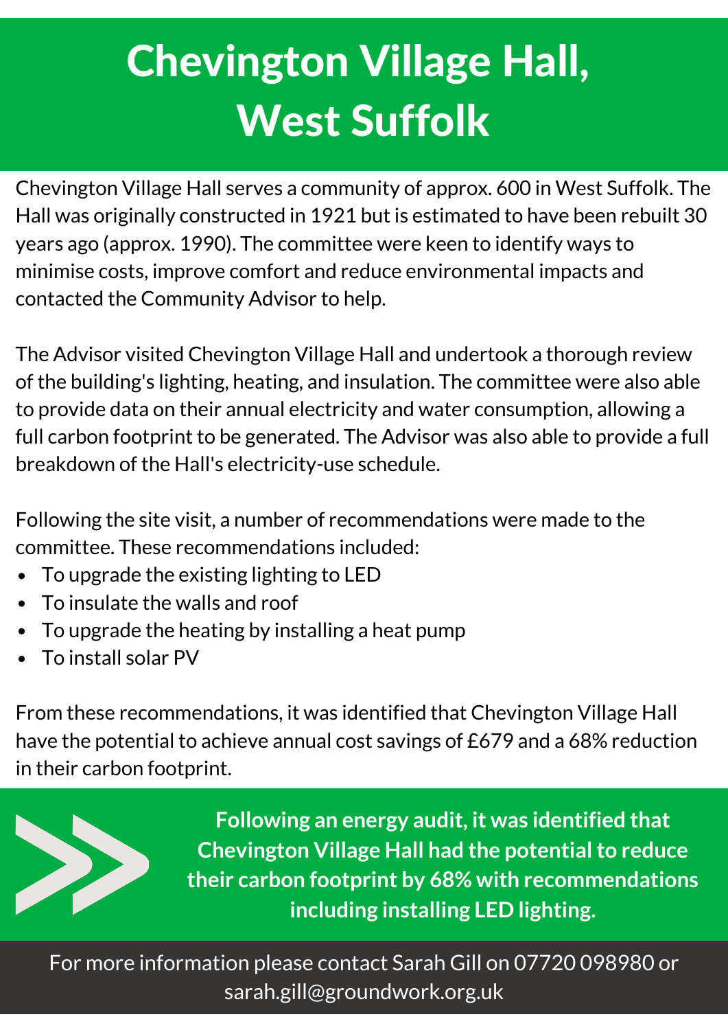# Chevington Village Hall, West Suffolk

Chevington Village Hall serves a community of approx. 600 in West Suffolk. The Hall was originally constructed in 1921 but is estimated to have been rebuilt 30 years ago (approx. 1990). The committee were keen to identify ways to minimise costs, improve comfort and reduce environmental impacts and contacted the Community Advisor to help.

The Advisor visited Chevington Village Hall and undertook a thorough review of the building's lighting, heating, and insulation. The committee were also able to provide data on their annual electricity and water consumption, allowing a full carbon footprint to be generated. The Advisor was also able to provide a full breakdown of the Hall's electricity-use schedule.

Following the site visit, a number of recommendations were made to the committee. These recommendations included:

- To upgrade the existing lighting to LED
- To insulate the walls and roof
- To upgrade the heating by installing a heat pump
- To install solar PV

From these recommendations, it was identified that Chevington Village Hall have the potential to achieve annual cost savings of £679 and a 68% reduction in their carbon footprint.

**Following an energy audit, it was identified that Chevington Village Hall had the potential to reduce their carbon footprint by 68% with recommendations including installing LED lighting.**

For more information please contact Sarah Gill on 07720 098980 or sarah.gill@groundwork.org.uk